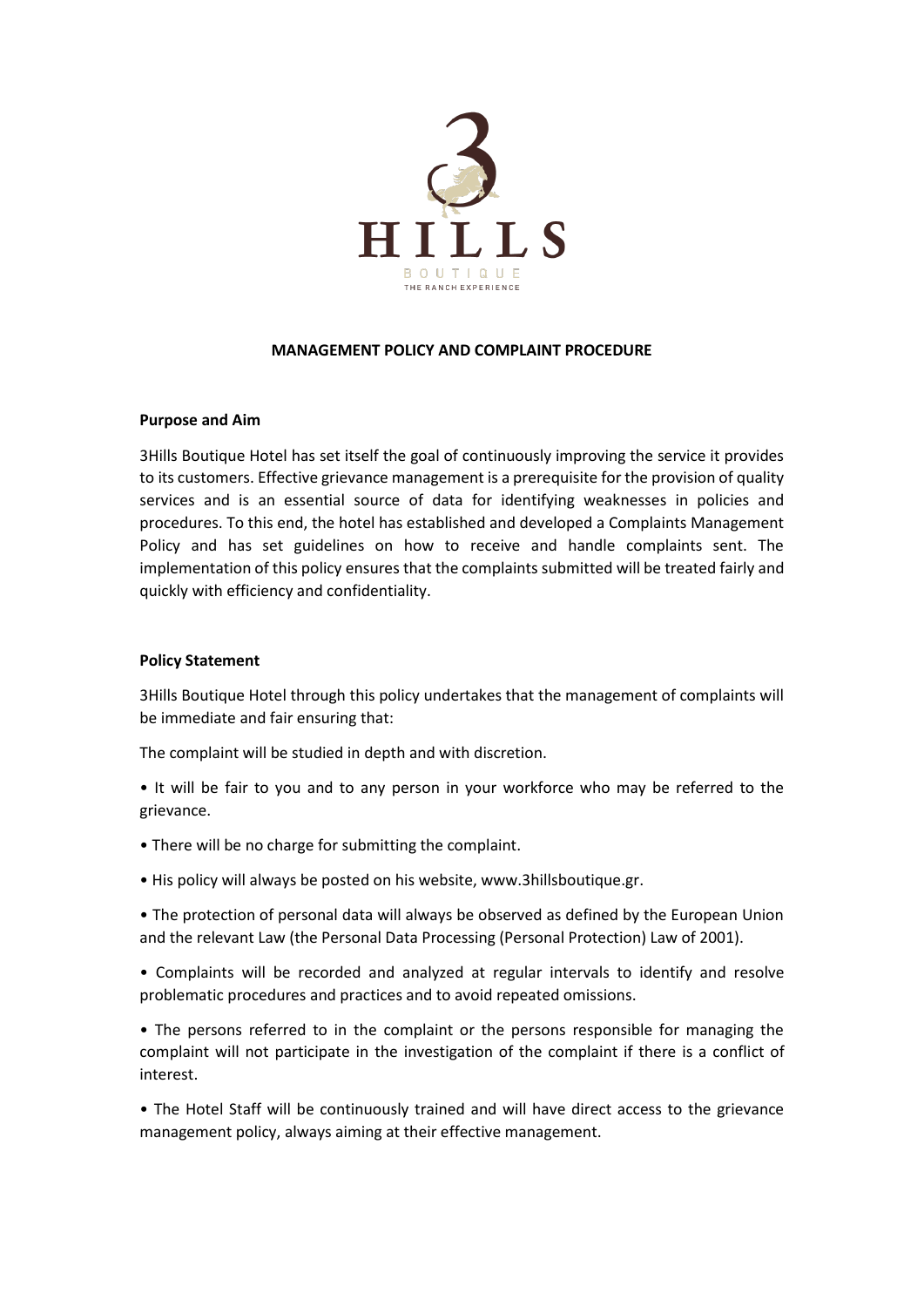# MANAGEMENT POLICY AND COMPLAINT PROCEDURE

## Purpose and Aim

3Hills Boutique Hotel has set itself the goal of continuously improving the service it provides to its customers. Effective grievance management is a prerequisite for the provision of quality services and is an essential source of data for identifying weaknesses in policies and procedures. To this end, the hotel has established and developed a Complaints Management Policy and has set guidelines on how to receive and handle complaints sent. The implementation of this policy ensures that the complaints submitted will be treated fairly and quickly with efficiency and confidentiality.

## Policy Statement

3Hills Boutique Hotel through this policy undertakes that the management of complaints will be immediate and fair ensuring that:

The complaint will be studied in depth and with discretion.

- It will be fair to you and to any person in your workforce who may be referred to the grievance.
- There will be no charge for submitting the complaint.
- His policy will always be posted on his website, www.3hillsboutique.gr.
- The protection of personal data will always be observed as defined by the European Union and the relevant Law (the Personal Data Processing (Personal Protection) Law of 2001).
- Complaints will be recorded and analyzed at regular intervals to identify and resolve problematic procedures and practices and to avoid repeated omissions.
- The persons referred to in the complaint or the persons responsible for managing the complaint will not participate in the investigation of the complaint if there is a conflict of interest.
- The Hotel Staff will be continuously trained and will have direct access to the grievance management policy, always aiming at their effective management.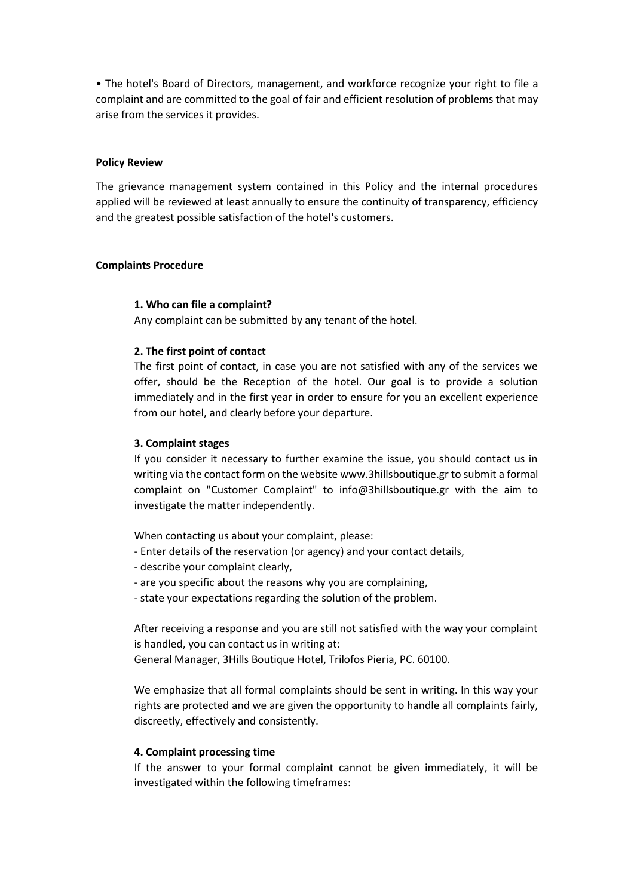• The hotel's Board of Directors, management, and workforce recognize your right to file a complaint and are committed to the goal of fair and efficient resolution of problems that may arise from the services it provides.

**Policy Review**

The grievance management system contained in this Policy and the internal procedures applied will be reviewed at least annually to ensure the continuity of transparency, efficiency and the greatest possible satisfaction of the hotel's customers.

## Complaints Procedure

**1. Who can file a complaint?**

Any complaint can be submitted by any tenant of the hotel.

**2. The first point of contact**

The first point of contact, in case you are not satisfied with any of the services we offer, should be the Reception of the hotel. Our goal is to provide a solution immediately and in the first year in order to ensure for you an excellent experience from our hotel, and clearly before your departure.

**3. Complaint stages**

If you consider it necessary to further examine the issue, you should contact us in writing via the contact form on the website www.3hillsboutique.gr to submit a formal complaint on "Customer Complaint" to info@3hillsboutique.gr with the aim to investigate the matter independently.

When contacting us about your complaint, please:
- Enter details of the reservation (or agency) and your contact details,
- describe your complaint clearly,
- are you specific about the reasons why you are complaining,
- state your expectations regarding the solution of the problem.

After receiving a response and you are still not satisfied with the way your complaint is handled, you can contact us in writing at:
General Manager, 3Hills Boutique Hotel, Trilofos Pieria, PC. 60100.

We emphasize that all formal complaints should be sent in writing. In this way your rights are protected and we are given the opportunity to handle all complaints fairly, discreetly, effectively and consistently.

**4. Complaint processing time**

If the answer to your formal complaint cannot be given immediately, it will be investigated within the following timeframes: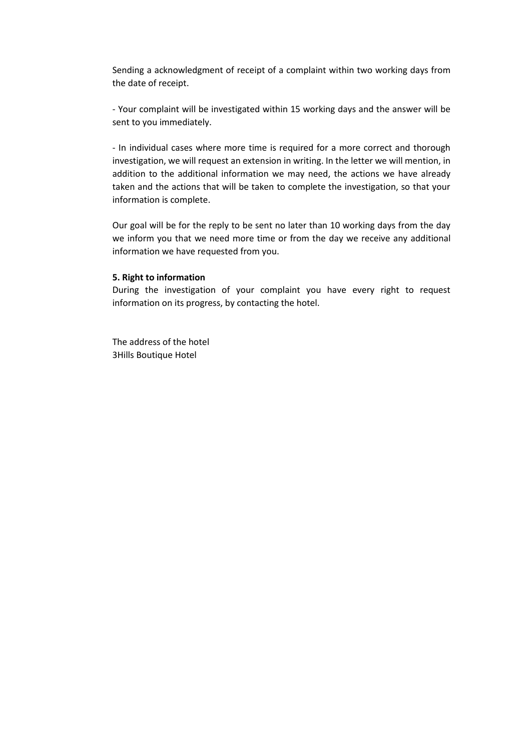Sending a acknowledgment of receipt of a complaint within two working days from the date of receipt.

- Your complaint will be investigated within 15 working days and the answer will be sent to you immediately.

- In individual cases where more time is required for a more correct and thorough investigation, we will request an extension in writing. In the letter we will mention, in addition to the additional information we may need, the actions we have already taken and the actions that will be taken to complete the investigation, so that your information is complete.

Our goal will be for the reply to be sent no later than 10 working days from the day we inform you that we need more time or from the day we receive any additional information we have requested from you.

**5. Right to information**

During the investigation of your complaint you have every right to request information on its progress, by contacting the hotel.

The address of the hotel
3Hills Boutique Hotel